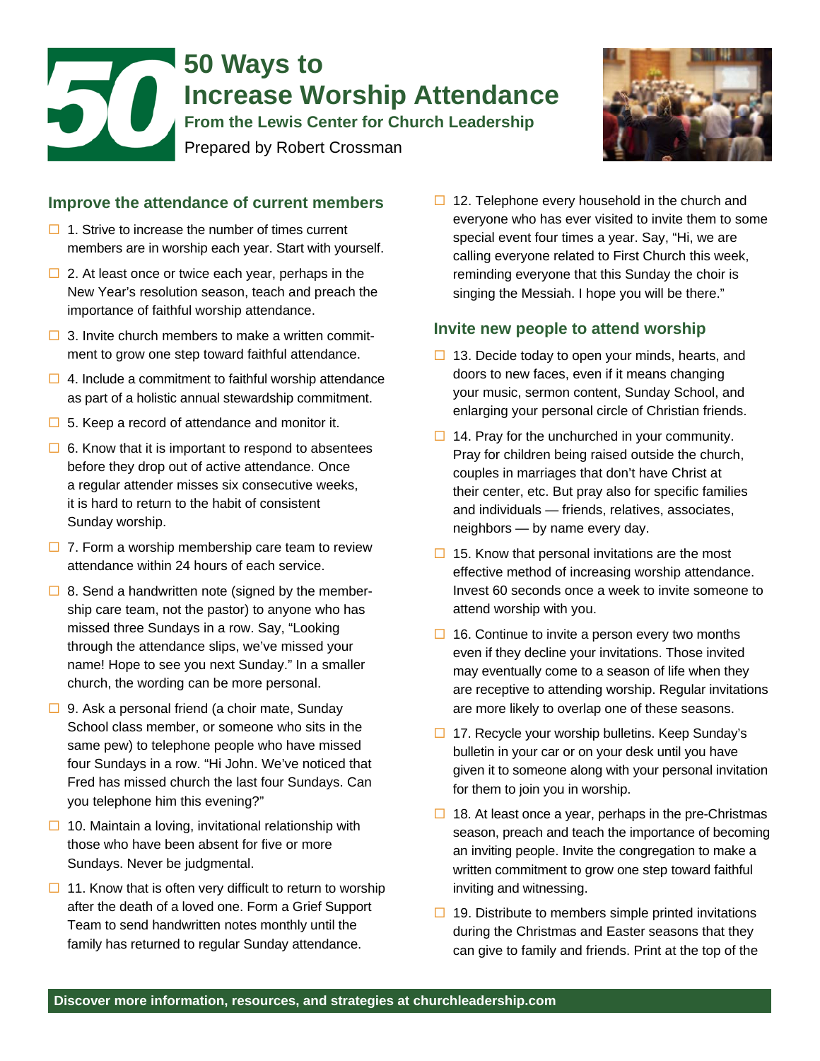# 50 Ways to Increase Worship Attendance

**From the Lewis Center for Church Leadership**

Prepared by Robert Crossman

## Improve the attendance of current members

- ☐ 1. Strive to increase the number of times current members are in worship each year. Start with yourself.
- ☐ 2. At least once or twice each year, perhaps in the New Year's resolution season, teach and preach the importance of faithful worship attendance.
- ☐ 3. Invite church members to make a written commitment to grow one step toward faithful attendance.
- ☐ 4. Include a commitment to faithful worship attendance as part of a holistic annual stewardship commitment.
- ☐ 5. Keep a record of attendance and monitor it.
- ☐ 6. Know that it is important to respond to absentees before they drop out of active attendance. Once a regular attender misses six consecutive weeks, it is hard to return to the habit of consistent Sunday worship.
- ☐ 7. Form a worship membership care team to review attendance within 24 hours of each service.
- ☐ 8. Send a handwritten note (signed by the membership care team, not the pastor) to anyone who has missed three Sundays in a row. Say, "Looking through the attendance slips, we've missed your name! Hope to see you next Sunday." In a smaller church, the wording can be more personal.
- ☐ 9. Ask a personal friend (a choir mate, Sunday School class member, or someone who sits in the same pew) to telephone people who have missed four Sundays in a row. "Hi John. We've noticed that Fred has missed church the last four Sundays. Can you telephone him this evening?"
- ☐ 10. Maintain a loving, invitational relationship with those who have been absent for five or more Sundays. Never be judgmental.
- ☐ 11. Know that is often very difficult to return to worship after the death of a loved one. Form a Grief Support Team to send handwritten notes monthly until the family has returned to regular Sunday attendance.
- ☐ 12. Telephone every household in the church and everyone who has ever visited to invite them to some special event four times a year. Say, "Hi, we are calling everyone related to First Church this week, reminding everyone that this Sunday the choir is singing the Messiah. I hope you will be there."

## Invite new people to attend worship

- ☐ 13. Decide today to open your minds, hearts, and doors to new faces, even if it means changing your music, sermon content, Sunday School, and enlarging your personal circle of Christian friends.
- ☐ 14. Pray for the unchurched in your community. Pray for children being raised outside the church, couples in marriages that don't have Christ at their center, etc. But pray also for specific families and individuals — friends, relatives, associates, neighbors — by name every day.
- ☐ 15. Know that personal invitations are the most effective method of increasing worship attendance. Invest 60 seconds once a week to invite someone to attend worship with you.
- ☐ 16. Continue to invite a person every two months even if they decline your invitations. Those invited may eventually come to a season of life when they are receptive to attending worship. Regular invitations are more likely to overlap one of these seasons.
- ☐ 17. Recycle your worship bulletins. Keep Sunday's bulletin in your car or on your desk until you have given it to someone along with your personal invitation for them to join you in worship.
- ☐ 18. At least once a year, perhaps in the pre-Christmas season, preach and teach the importance of becoming an inviting people. Invite the congregation to make a written commitment to grow one step toward faithful inviting and witnessing.
- ☐ 19. Distribute to members simple printed invitations during the Christmas and Easter seasons that they can give to family and friends. Print at the top of the

**Discover more information, resources, and strategies at churchleadership.com**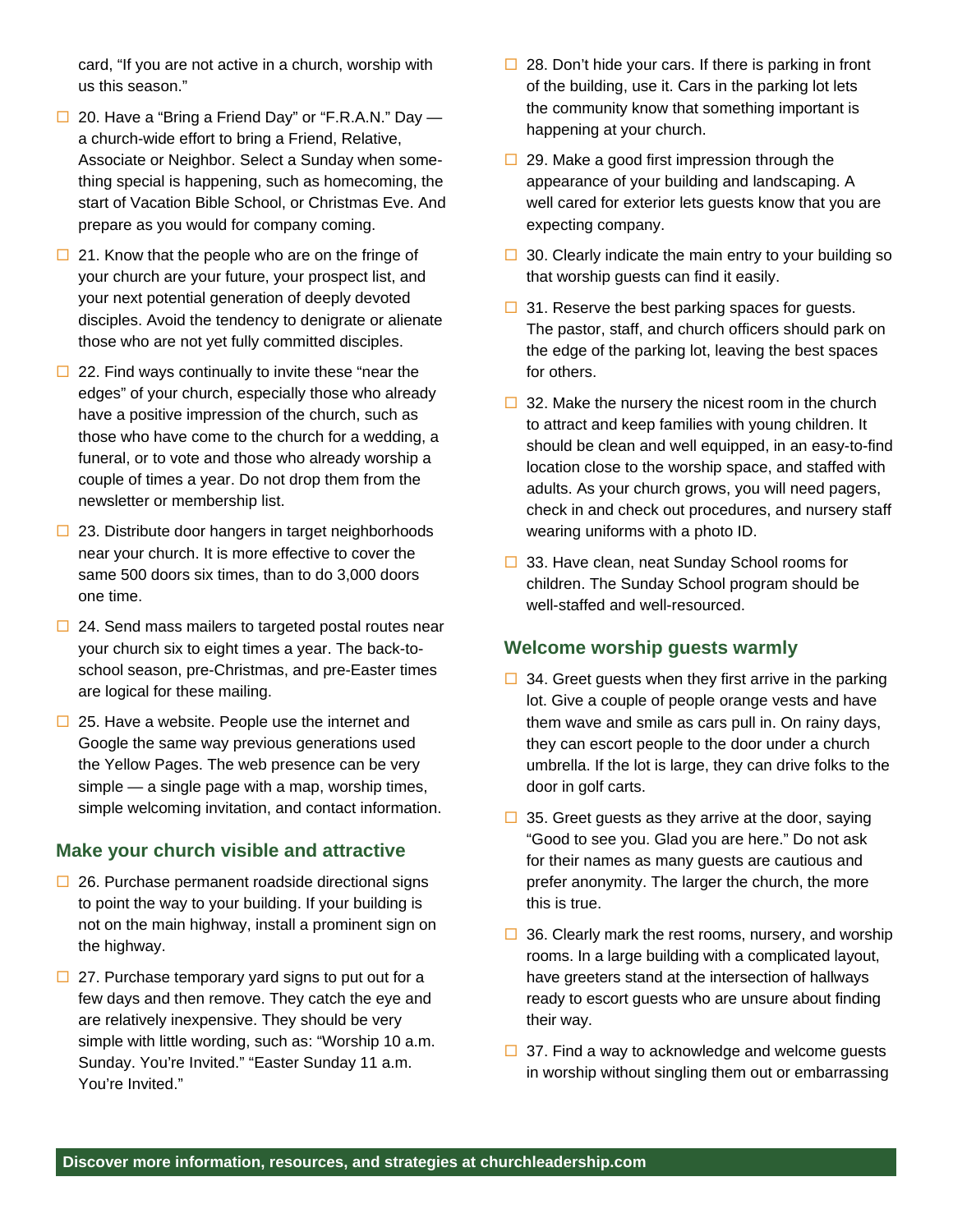card, "If you are not active in a church, worship with us this season."

- ☐ 20. Have a "Bring a Friend Day" or "F.R.A.N." Day — a church-wide effort to bring a Friend, Relative, Associate or Neighbor. Select a Sunday when something special is happening, such as homecoming, the start of Vacation Bible School, or Christmas Eve. And prepare as you would for company coming.
- ☐ 21. Know that the people who are on the fringe of your church are your future, your prospect list, and your next potential generation of deeply devoted disciples. Avoid the tendency to denigrate or alienate those who are not yet fully committed disciples.
- ☐ 22. Find ways continually to invite these "near the edges" of your church, especially those who already have a positive impression of the church, such as those who have come to the church for a wedding, a funeral, or to vote and those who already worship a couple of times a year. Do not drop them from the newsletter or membership list.
- ☐ 23. Distribute door hangers in target neighborhoods near your church. It is more effective to cover the same 500 doors six times, than to do 3,000 doors one time.
- ☐ 24. Send mass mailers to targeted postal routes near your church six to eight times a year. The back-to-school season, pre-Christmas, and pre-Easter times are logical for these mailing.
- ☐ 25. Have a website. People use the internet and Google the same way previous generations used the Yellow Pages. The web presence can be very simple — a single page with a map, worship times, simple welcoming invitation, and contact information.

## Make your church visible and attractive

- ☐ 26. Purchase permanent roadside directional signs to point the way to your building. If your building is not on the main highway, install a prominent sign on the highway.
- ☐ 27. Purchase temporary yard signs to put out for a few days and then remove. They catch the eye and are relatively inexpensive. They should be very simple with little wording, such as: "Worship 10 a.m. Sunday. You're Invited." "Easter Sunday 11 a.m. You're Invited."
- ☐ 28. Don't hide your cars. If there is parking in front of the building, use it. Cars in the parking lot lets the community know that something important is happening at your church.
- ☐ 29. Make a good first impression through the appearance of your building and landscaping. A well cared for exterior lets guests know that you are expecting company.
- ☐ 30. Clearly indicate the main entry to your building so that worship guests can find it easily.
- ☐ 31. Reserve the best parking spaces for guests. The pastor, staff, and church officers should park on the edge of the parking lot, leaving the best spaces for others.
- ☐ 32. Make the nursery the nicest room in the church to attract and keep families with young children. It should be clean and well equipped, in an easy-to-find location close to the worship space, and staffed with adults. As your church grows, you will need pagers, check in and check out procedures, and nursery staff wearing uniforms with a photo ID.
- ☐ 33. Have clean, neat Sunday School rooms for children. The Sunday School program should be well-staffed and well-resourced.

## Welcome worship guests warmly

- ☐ 34. Greet guests when they first arrive in the parking lot. Give a couple of people orange vests and have them wave and smile as cars pull in. On rainy days, they can escort people to the door under a church umbrella. If the lot is large, they can drive folks to the door in golf carts.
- ☐ 35. Greet guests as they arrive at the door, saying "Good to see you. Glad you are here." Do not ask for their names as many guests are cautious and prefer anonymity. The larger the church, the more this is true.
- ☐ 36. Clearly mark the rest rooms, nursery, and worship rooms. In a large building with a complicated layout, have greeters stand at the intersection of hallways ready to escort guests who are unsure about finding their way.
- ☐ 37. Find a way to acknowledge and welcome guests in worship without singling them out or embarrassing

**Discover more information, resources, and strategies at churchleadership.com**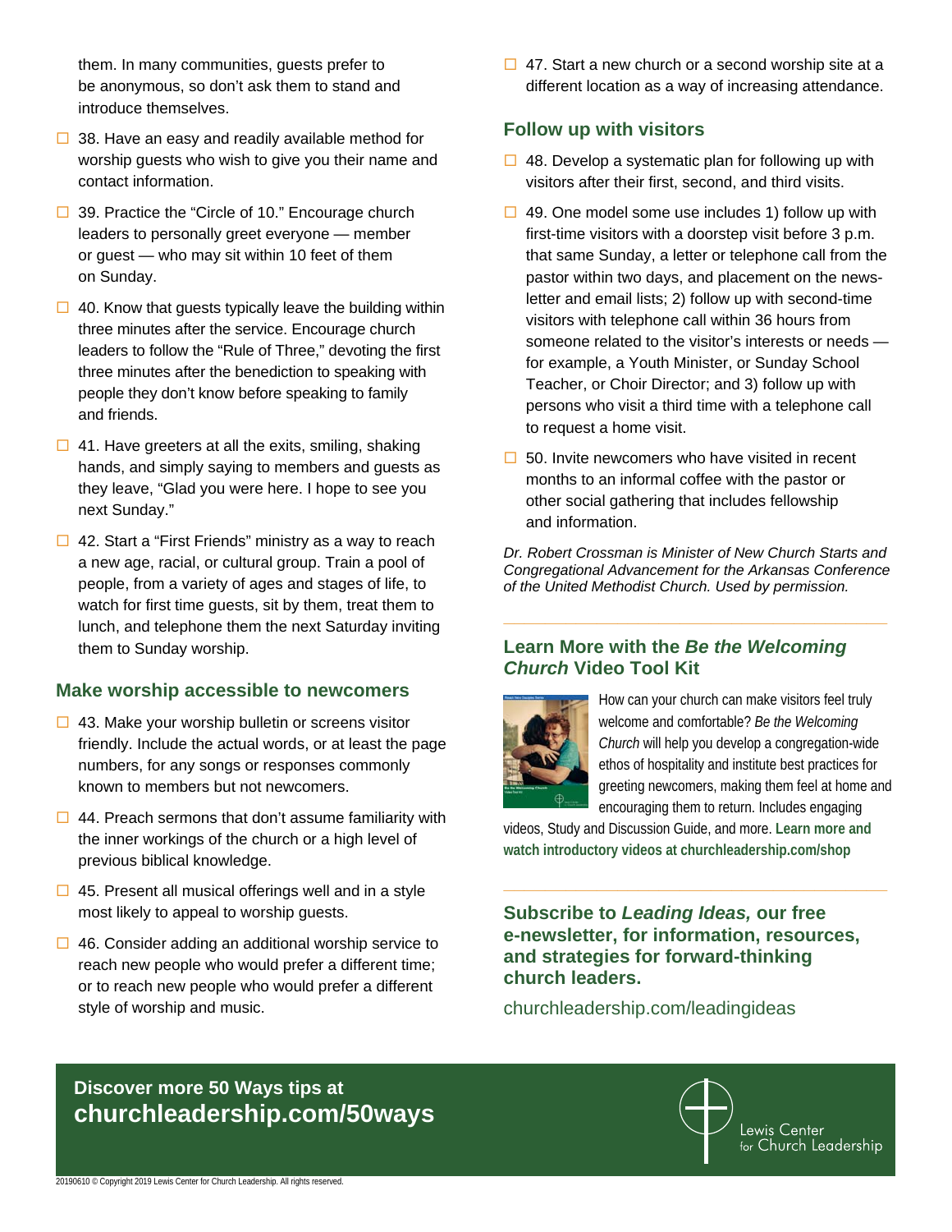them. In many communities, guests prefer to be anonymous, so don't ask them to stand and introduce themselves.

- ☐ 38. Have an easy and readily available method for worship guests who wish to give you their name and contact information.
- ☐ 39. Practice the "Circle of 10." Encourage church leaders to personally greet everyone — member or guest — who may sit within 10 feet of them on Sunday.
- ☐ 40. Know that guests typically leave the building within three minutes after the service. Encourage church leaders to follow the "Rule of Three," devoting the first three minutes after the benediction to speaking with people they don't know before speaking to family and friends.
- ☐ 41. Have greeters at all the exits, smiling, shaking hands, and simply saying to members and guests as they leave, "Glad you were here. I hope to see you next Sunday."
- ☐ 42. Start a "First Friends" ministry as a way to reach a new age, racial, or cultural group. Train a pool of people, from a variety of ages and stages of life, to watch for first time guests, sit by them, treat them to lunch, and telephone them the next Saturday inviting them to Sunday worship.

## Make worship accessible to newcomers

- ☐ 43. Make your worship bulletin or screens visitor friendly. Include the actual words, or at least the page numbers, for any songs or responses commonly known to members but not newcomers.
- ☐ 44. Preach sermons that don't assume familiarity with the inner workings of the church or a high level of previous biblical knowledge.
- ☐ 45. Present all musical offerings well and in a style most likely to appeal to worship guests.
- ☐ 46. Consider adding an additional worship service to reach new people who would prefer a different time; or to reach new people who would prefer a different style of worship and music.
- ☐ 47. Start a new church or a second worship site at a different location as a way of increasing attendance.

## Follow up with visitors

- ☐ 48. Develop a systematic plan for following up with visitors after their first, second, and third visits.
- ☐ 49. One model some use includes 1) follow up with first-time visitors with a doorstep visit before 3 p.m. that same Sunday, a letter or telephone call from the pastor within two days, and placement on the newsletter and email lists; 2) follow up with second-time visitors with telephone call within 36 hours from someone related to the visitor's interests or needs — for example, a Youth Minister, or Sunday School Teacher, or Choir Director; and 3) follow up with persons who visit a third time with a telephone call to request a home visit.
- ☐ 50. Invite newcomers who have visited in recent months to an informal coffee with the pastor or other social gathering that includes fellowship and information.

*Dr. Robert Crossman is Minister of New Church Starts and Congregational Advancement for the Arkansas Conference of the United Methodist Church. Used by permission.*

---

## Learn More with the *Be the Welcoming Church* Video Tool Kit

How can your church can make visitors feel truly welcome and comfortable? *Be the Welcoming Church* will help you develop a congregation-wide ethos of hospitality and institute best practices for greeting newcomers, making them feel at home and encouraging them to return. Includes engaging videos, Study and Discussion Guide, and more. **Learn more and watch introductory videos at churchleadership.com/shop**

---

**Subscribe to *Leading Ideas,* our free e-newsletter, for information, resources, and strategies for forward-thinking church leaders.**

churchleadership.com/leadingideas

**Discover more 50 Ways tips at**
**churchleadership.com/50ways**

Lewis Center for Church Leadership

20190610 © Copyright 2019 Lewis Center for Church Leadership. All rights reserved.